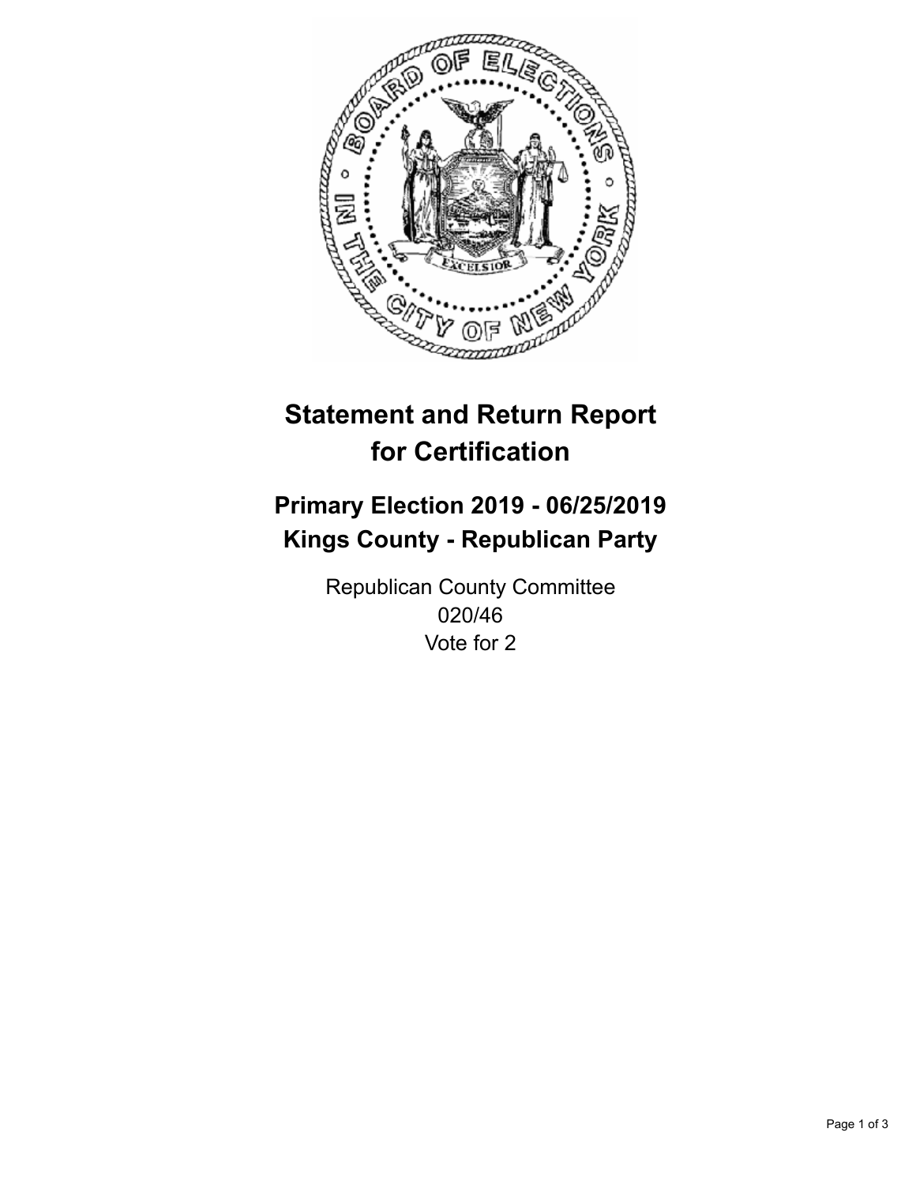# Statement and Return Report for Certification

## Primary Election 2019 - 06/25/2019
## Kings County - Republican Party

Republican County Committee
020/46
Vote for 2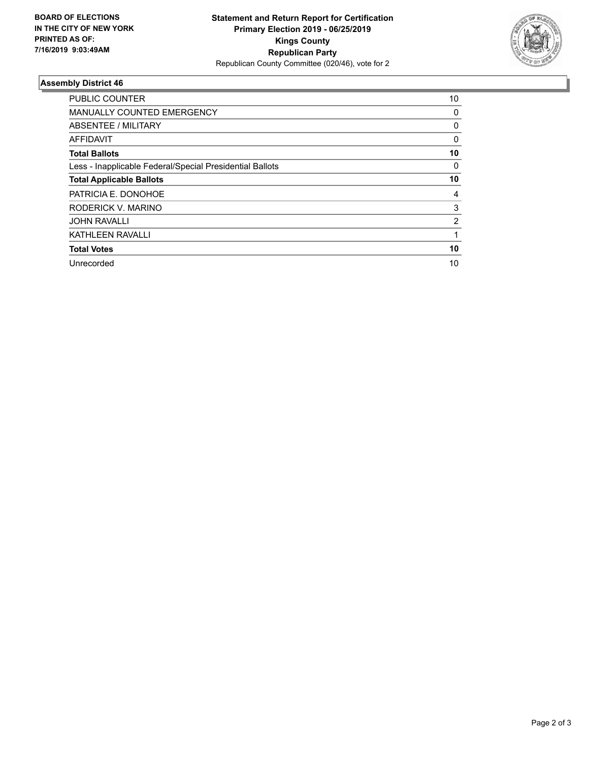**BOARD OF ELECTIONS IN THE CITY OF NEW YORK PRINTED AS OF: 7/16/2019 9:03:49AM**

**Statement and Return Report for Certification**
**Primary Election 2019 - 06/25/2019**
**Kings County**
**Republican Party**
Republican County Committee (020/46), vote for 2

### Assembly District 46

| | |
|---|---|
| PUBLIC COUNTER | 10 |
| MANUALLY COUNTED EMERGENCY | 0 |
| ABSENTEE / MILITARY | 0 |
| AFFIDAVIT | 0 |
| **Total Ballots** | **10** |
| Less - Inapplicable Federal/Special Presidential Ballots | 0 |
| **Total Applicable Ballots** | **10** |
| PATRICIA E. DONOHOE | 4 |
| RODERICK V. MARINO | 3 |
| JOHN RAVALLI | 2 |
| KATHLEEN RAVALLI | 1 |
| **Total Votes** | **10** |
| Unrecorded | 10 |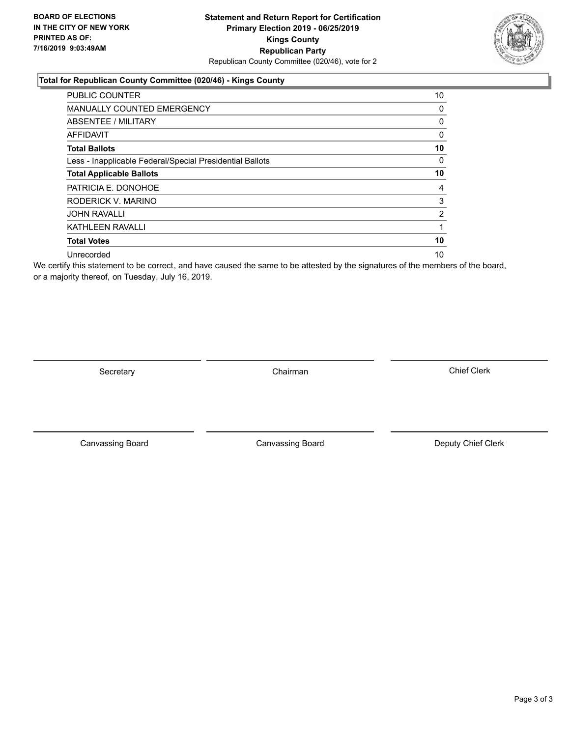**BOARD OF ELECTIONS IN THE CITY OF NEW YORK PRINTED AS OF: 7/16/2019 9:03:49AM**

**Statement and Return Report for Certification**
**Primary Election 2019 - 06/25/2019**
**Kings County**
**Republican Party**
Republican County Committee (020/46), vote for 2

**Total for Republican County Committee (020/46) - Kings County**

| | |
|---|---|
| PUBLIC COUNTER | 10 |
| MANUALLY COUNTED EMERGENCY | 0 |
| ABSENTEE / MILITARY | 0 |
| AFFIDAVIT | 0 |
| **Total Ballots** | **10** |
| Less - Inapplicable Federal/Special Presidential Ballots | 0 |
| **Total Applicable Ballots** | **10** |
| PATRICIA E. DONOHOE | 4 |
| RODERICK V. MARINO | 3 |
| JOHN RAVALLI | 2 |
| KATHLEEN RAVALLI | 1 |
| **Total Votes** | **10** |
| Unrecorded | 10 |

We certify this statement to be correct, and have caused the same to be attested by the signatures of the members of the board, or a majority thereof, on Tuesday, July 16, 2019.

Secretary

Chairman

Chief Clerk

Canvassing Board

Canvassing Board

Deputy Chief Clerk